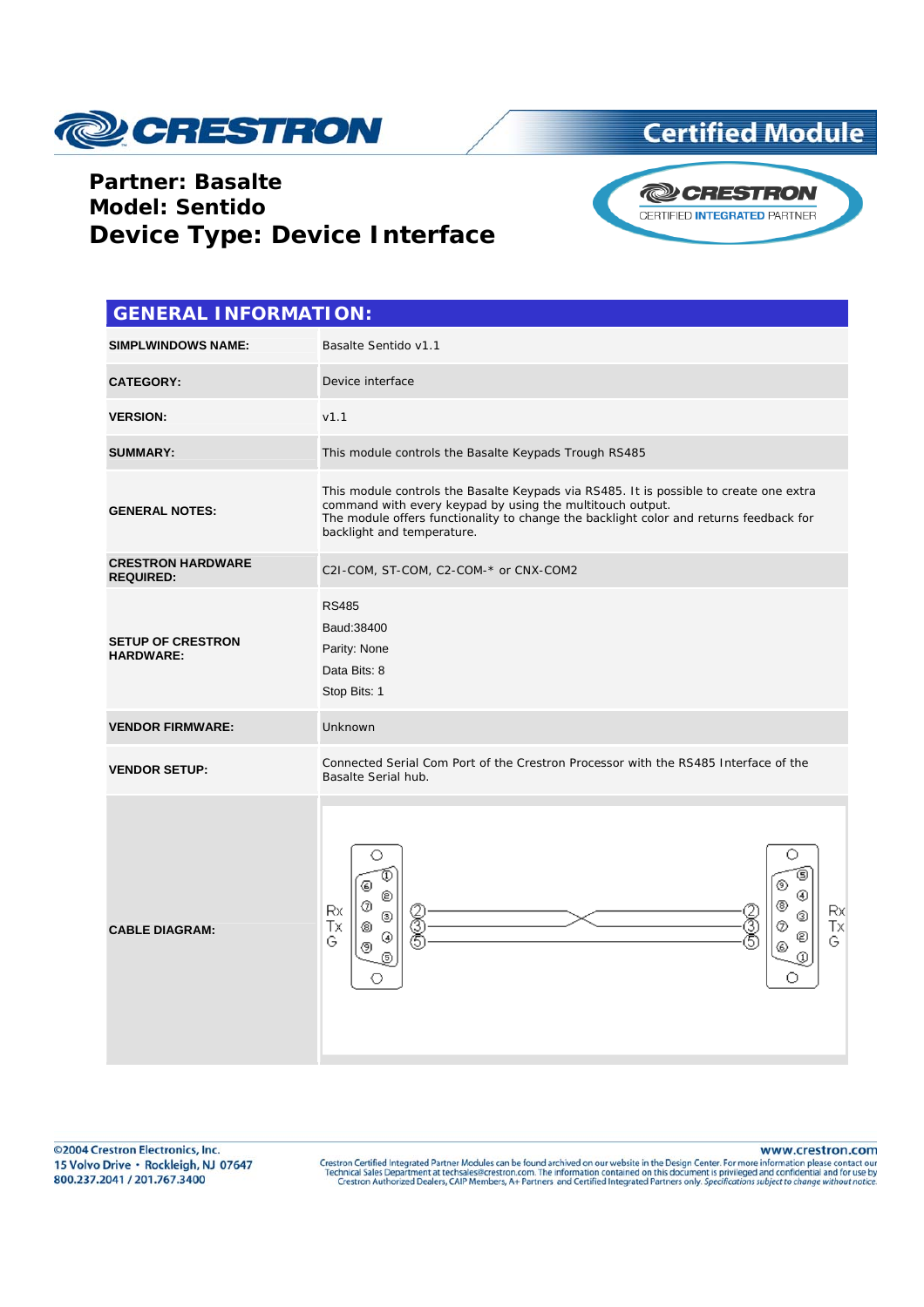**Partner: Basalte**
**Model: Sentido**
## Device Type: Device Interface

## GENERAL INFORMATION:

| | |
|---|---|
| **SIMPLWINDOWS NAME:** | Basalte Sentido v1.1 |
| **CATEGORY:** | Device interface |
| **VERSION:** | v1.1 |
| **SUMMARY:** | This module controls the Basalte Keypads Trough RS485 |
| **GENERAL NOTES:** | This module controls the Basalte Keypads via RS485. It is possible to create one extra command with every keypad by using the multitouch output. The module offers functionality to change the backlight color and returns feedback for backlight and temperature. |
| **CRESTRON HARDWARE REQUIRED:** | C2I-COM, ST-COM, C2-COM-* or CNX-COM2 |
| **SETUP OF CRESTRON HARDWARE:** | RS485<br>Baud:38400<br>Parity: None<br>Data Bits: 8<br>Stop Bits: 1 |
| **VENDOR FIRMWARE:** | Unknown |
| **VENDOR SETUP:** | Connected Serial Com Port of the Crestron Processor with the RS485 Interface of the Basalte Serial hub. |
| **CABLE DIAGRAM:** | Rx 2 — 2 Rx (crossed)<br>Tx 3 — 3 Tx (crossed)<br>G 5 — 5 G |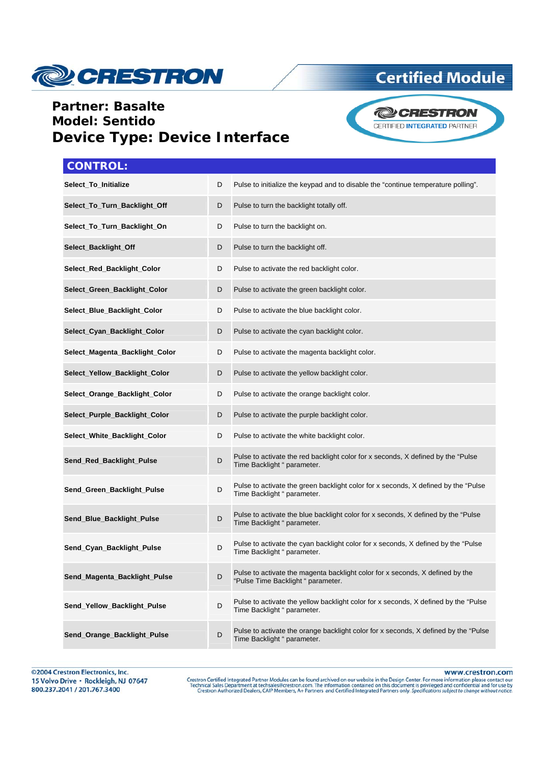**Partner: Basalte**
**Model: Sentido**
# Device Type: Device Interface

## CONTROL:

| | | |
|---|---|---|
| **Select_To_Initialize** | D | Pulse to initialize the keypad and to disable the "continue temperature polling". |
| **Select_To_Turn_Backlight_Off** | D | Pulse to turn the backlight totally off. |
| **Select_To_Turn_Backlight_On** | D | Pulse to turn the backlight on. |
| **Select_Backlight_Off** | D | Pulse to turn the backlight off. |
| **Select_Red_Backlight_Color** | D | Pulse to activate the red backlight color. |
| **Select_Green_Backlight_Color** | D | Pulse to activate the green backlight color. |
| **Select_Blue_Backlight_Color** | D | Pulse to activate the blue backlight color. |
| **Select_Cyan_Backlight_Color** | D | Pulse to activate the cyan backlight color. |
| **Select_Magenta_Backlight_Color** | D | Pulse to activate the magenta backlight color. |
| **Select_Yellow_Backlight_Color** | D | Pulse to activate the yellow backlight color. |
| **Select_Orange_Backlight_Color** | D | Pulse to activate the orange backlight color. |
| **Select_Purple_Backlight_Color** | D | Pulse to activate the purple backlight color. |
| **Select_White_Backlight_Color** | D | Pulse to activate the white backlight color. |
| **Send_Red_Backlight_Pulse** | D | Pulse to activate the red backlight color for x seconds, X defined by the "Pulse Time Backlight " parameter. |
| **Send_Green_Backlight_Pulse** | D | Pulse to activate the green backlight color for x seconds, X defined by the "Pulse Time Backlight " parameter. |
| **Send_Blue_Backlight_Pulse** | D | Pulse to activate the blue backlight color for x seconds, X defined by the "Pulse Time Backlight " parameter. |
| **Send_Cyan_Backlight_Pulse** | D | Pulse to activate the cyan backlight color for x seconds, X defined by the "Pulse Time Backlight " parameter. |
| **Send_Magenta_Backlight_Pulse** | D | Pulse to activate the magenta backlight color for x seconds, X defined by the "Pulse Time Backlight " parameter. |
| **Send_Yellow_Backlight_Pulse** | D | Pulse to activate the yellow backlight color for x seconds, X defined by the "Pulse Time Backlight " parameter. |
| **Send_Orange_Backlight_Pulse** | D | Pulse to activate the orange backlight color for x seconds, X defined by the "Pulse Time Backlight " parameter. |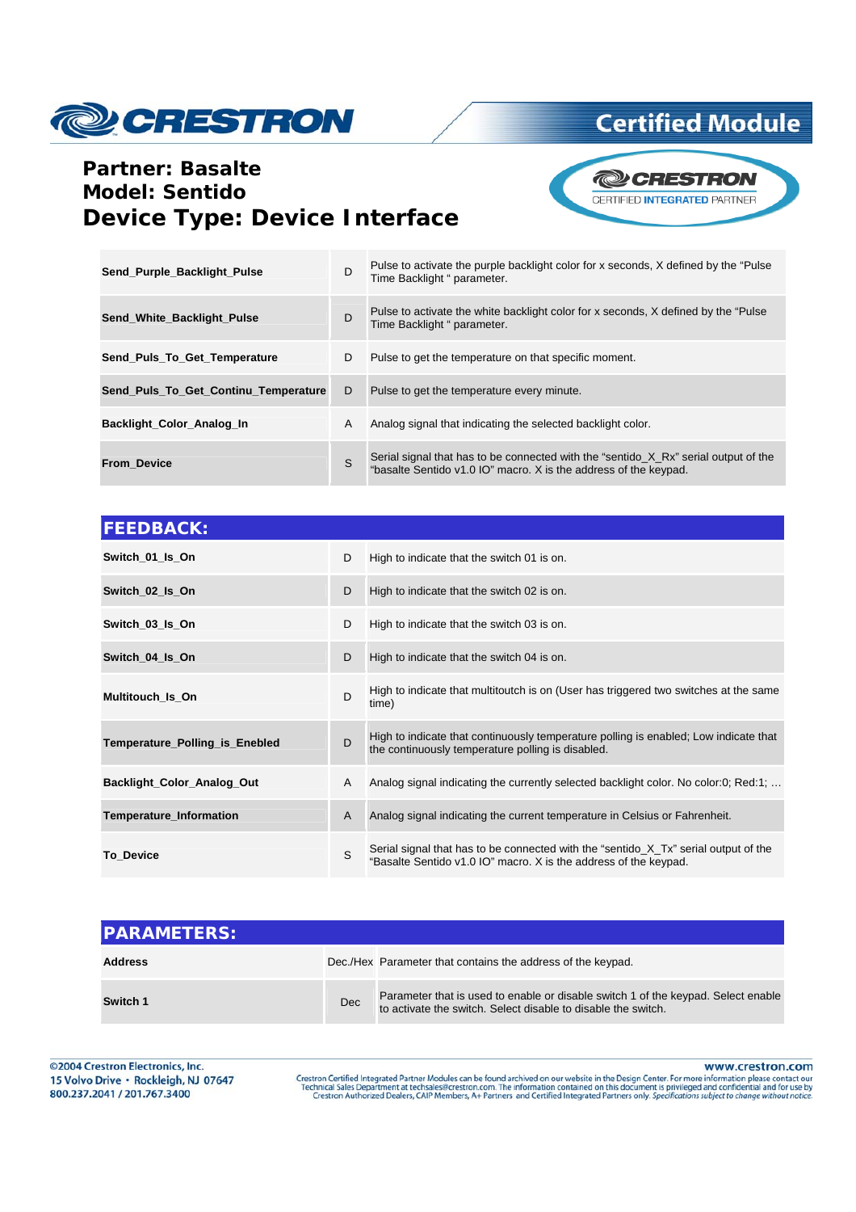**Partner: Basalte**
**Model: Sentido**
**Device Type: Device Interface**

| | | |
|---|---|---|
| **Send_Purple_Backlight_Pulse** | D | Pulse to activate the purple backlight color for x seconds, X defined by the "Pulse Time Backlight " parameter. |
| **Send_White_Backlight_Pulse** | D | Pulse to activate the white backlight color for x seconds, X defined by the "Pulse Time Backlight " parameter. |
| **Send_Puls_To_Get_Temperature** | D | Pulse to get the temperature on that specific moment. |
| **Send_Puls_To_Get_Continu_Temperature** | D | Pulse to get the temperature every minute. |
| **Backlight_Color_Analog_In** | A | Analog signal that indicating the selected backlight color. |
| **From_Device** | S | Serial signal that has to be connected with the "sentido_X_Rx" serial output of the "basalte Sentido v1.0 IO" macro. X is the address of the keypad. |

## FEEDBACK:

| | | |
|---|---|---|
| **Switch_01_Is_On** | D | High to indicate that the switch 01 is on. |
| **Switch_02_Is_On** | D | High to indicate that the switch 02 is on. |
| **Switch_03_Is_On** | D | High to indicate that the switch 03 is on. |
| **Switch_04_Is_On** | D | High to indicate that the switch 04 is on. |
| **Multitouch_Is_On** | D | High to indicate that multitoutch is on (User has triggered two switches at the same time) |
| **Temperature_Polling_is_Enebled** | D | High to indicate that continuously temperature polling is enabled; Low indicate that the continuously temperature polling is disabled. |
| **Backlight_Color_Analog_Out** | A | Analog signal indicating the currently selected backlight color. No color:0; Red:1; … |
| **Temperature_Information** | A | Analog signal indicating the current temperature in Celsius or Fahrenheit. |
| **To_Device** | S | Serial signal that has to be connected with the "sentido_X_Tx" serial output of the "Basalte Sentido v1.0 IO" macro. X is the address of the keypad. |

## PARAMETERS:

| | | |
|---|---|---|
| **Address** | Dec./Hex | Parameter that contains the address of the keypad. |
| **Switch 1** | Dec | Parameter that is used to enable or disable switch 1 of the keypad. Select enable to activate the switch. Select disable to disable the switch. |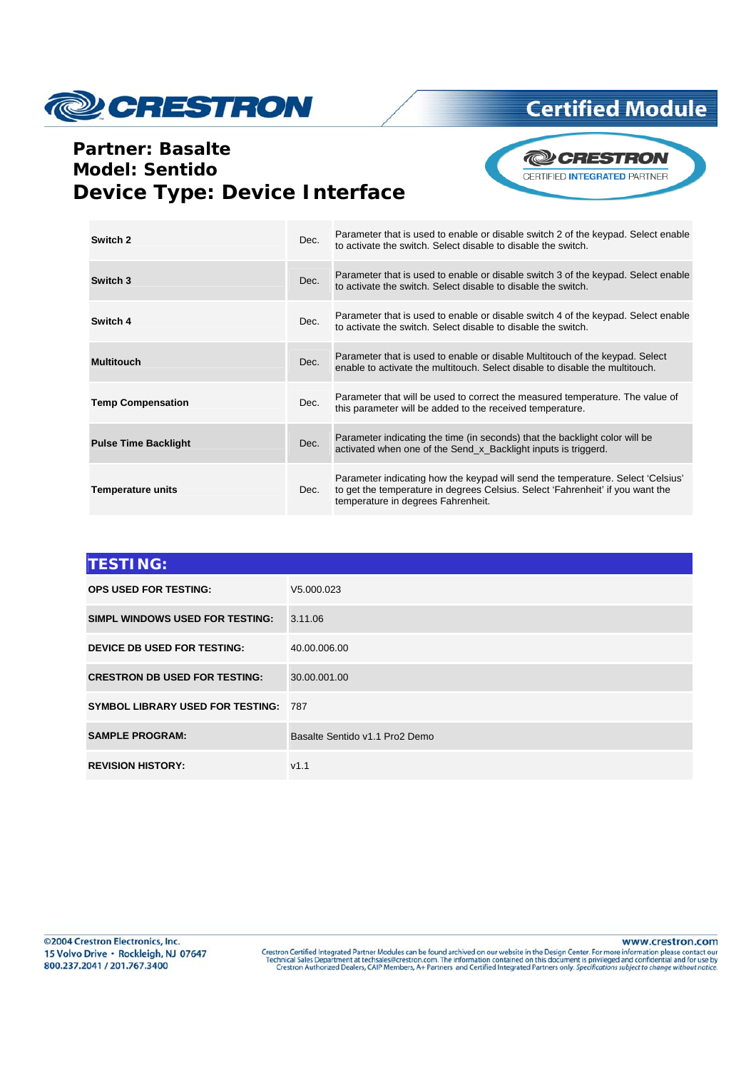**Partner: Basalte**
**Model: Sentido**
**Device Type: Device Interface**

| | | |
|---|---|---|
| **Switch 2** | Dec. | Parameter that is used to enable or disable switch 2 of the keypad. Select enable to activate the switch. Select disable to disable the switch. |
| **Switch 3** | Dec. | Parameter that is used to enable or disable switch 3 of the keypad. Select enable to activate the switch. Select disable to disable the switch. |
| **Switch 4** | Dec. | Parameter that is used to enable or disable switch 4 of the keypad. Select enable to activate the switch. Select disable to disable the switch. |
| **Multitouch** | Dec. | Parameter that is used to enable or disable Multitouch of the keypad. Select enable to activate the multitouch. Select disable to disable the multitouch. |
| **Temp Compensation** | Dec. | Parameter that will be used to correct the measured temperature. The value of this parameter will be added to the received temperature. |
| **Pulse Time Backlight** | Dec. | Parameter indicating the time (in seconds) that the backlight color will be activated when one of the Send_x_Backlight inputs is triggerd. |
| **Temperature units** | Dec. | Parameter indicating how the keypad will send the temperature. Select 'Celsius' to get the temperature in degrees Celsius. Select 'Fahrenheit' if you want the temperature in degrees Fahrenheit. |

## TESTING:

| | |
|---|---|
| **OPS USED FOR TESTING:** | V5.000.023 |
| **SIMPL WINDOWS USED FOR TESTING:** | 3.11.06 |
| **DEVICE DB USED FOR TESTING:** | 40.00.006.00 |
| **CRESTRON DB USED FOR TESTING:** | 30.00.001.00 |
| **SYMBOL LIBRARY USED FOR TESTING:** | 787 |
| **SAMPLE PROGRAM:** | Basalte Sentido v1.1 Pro2 Demo |
| **REVISION HISTORY:** | v1.1 |